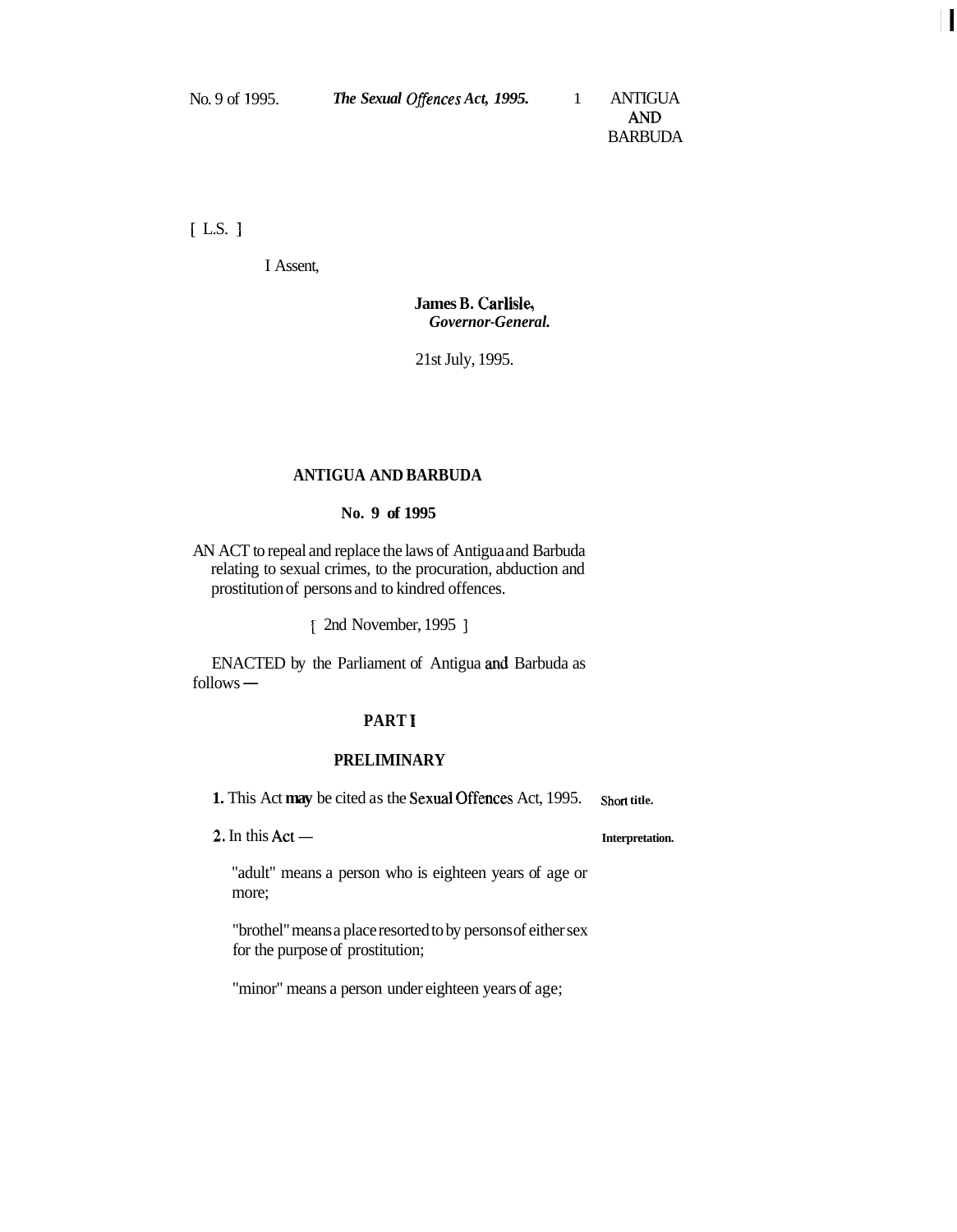[ L.S. ]

I Assent,

**James B. Carlisle,**
*Governor-General.*

21st July, 1995.

# ANTIGUA AND BARBUDA

## No. 9 of 1995

AN ACT to repeal and replace the laws of Antigua and Barbuda relating to sexual crimes, to the procuration, abduction and prostitution of persons and to kindred offences.

[ 2nd November, 1995 ]

ENACTED by the Parliament of Antigua and Barbuda as follows —

## PART I

## PRELIMINARY

**Short title.**

**1.** This Act may be cited as the Sexual Offences Act, 1995.

**Interpretation.**

**2.** In this Act —

"adult" means a person who is eighteen years of age or more;

"brothel" means a place resorted to by persons of either sex for the purpose of prostitution;

"minor" means a person under eighteen years of age;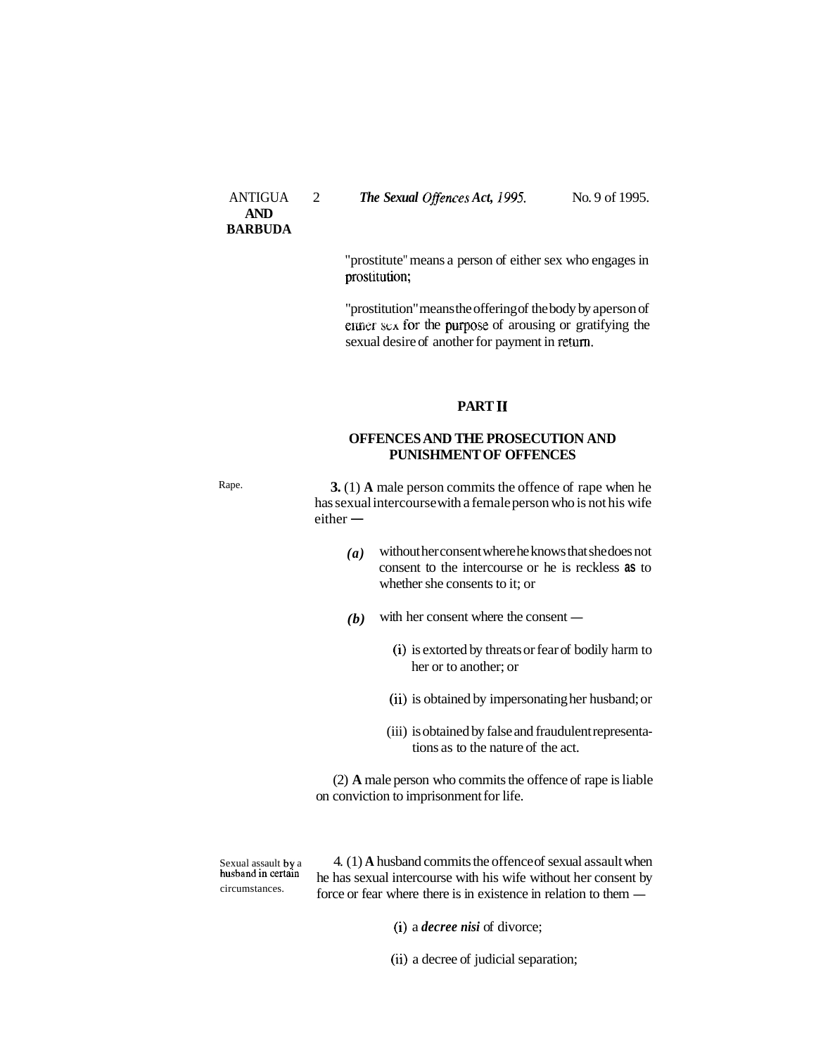"prostitute" means a person of either sex who engages in prostitution;

"prostitution" means the offering of the body by a person of either sex for the purpose of arousing or gratifying the sexual desire of another for payment in return.

## PART II

## OFFENCES AND THE PROSECUTION AND PUNISHMENT OF OFFENCES

Rape.

**3.** (1) **A** male person commits the offence of rape when he has sexual intercourse with a female person who is not his wife either —

*(a)* without her consent where he knows that she does not consent to the intercourse or he is reckless as to whether she consents to it; or

*(b)* with her consent where the consent —

(i) is extorted by threats or fear of bodily harm to her or to another; or

(ii) is obtained by impersonating her husband; or

(iii) is obtained by false and fraudulent representations as to the nature of the act.

(2) **A** male person who commits the offence of rape is liable on conviction to imprisonment for life.

Sexual assault by a husband in certain circumstances.

4. (1) **A** husband commits the offence of sexual assault when he has sexual intercourse with his wife without her consent by force or fear where there is in existence in relation to them —

(i) a ***decree nisi*** of divorce;

(ii) a decree of judicial separation;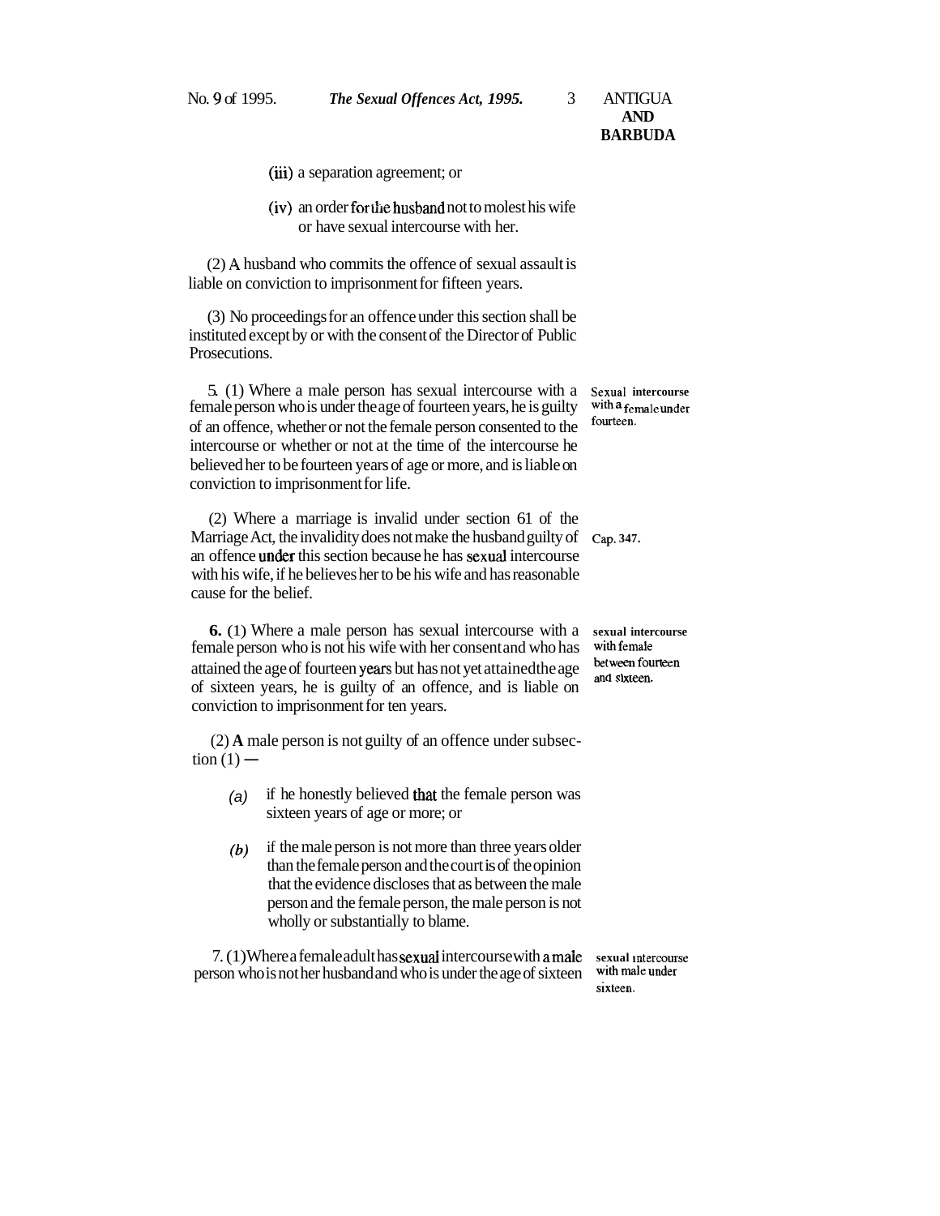(iii) a separation agreement; or

(iv) an order for the husband not to molest his wife or have sexual intercourse with her.

(2) A husband who commits the offence of sexual assault is liable on conviction to imprisonment for fifteen years.

(3) No proceedings for an offence under this section shall be instituted except by or with the consent of the Director of Public Prosecutions.

Sexual intercourse with a female under fourteen.

5. (1) Where a male person has sexual intercourse with a female person who is under the age of fourteen years, he is guilty of an offence, whether or not the female person consented to the intercourse or whether or not at the time of the intercourse he believed her to be fourteen years of age or more, and is liable on conviction to imprisonment for life.

(2) Where a marriage is invalid under section 61 of the Marriage Act, the invalidity does not make the husband guilty of an offence under this section because he has sexual intercourse with his wife, if he believes her to be his wife and has reasonable cause for the belief.

Cap. 347.

sexual intercourse with female between fourteen and sixteen.

**6.** (1) Where a male person has sexual intercourse with a female person who is not his wife with her consent and who has attained the age of fourteen years but has not yet attained the age of sixteen years, he is guilty of an offence, and is liable on conviction to imprisonment for ten years.

(2) **A** male person is not guilty of an offence under subsection (1) —

*(a)* if he honestly believed that the female person was sixteen years of age or more; or

*(b)* if the male person is not more than three years older than the female person and the court is of the opinion that the evidence discloses that as between the male person and the female person, the male person is not wholly or substantially to blame.

sexual intercourse with male under sixteen.

7. (1) Where a female adult has sexual intercourse with a male person who is not her husband and who is under the age of sixteen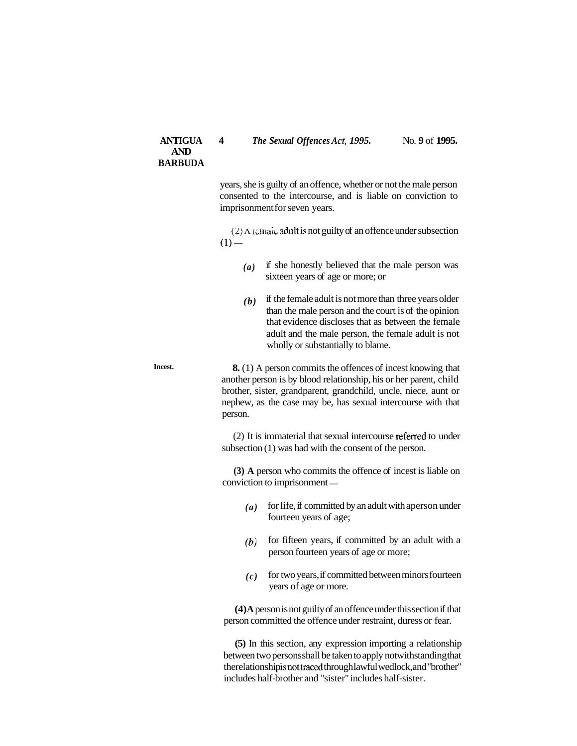years, she is guilty of an offence, whether or not the male person consented to the intercourse, and is liable on conviction to imprisonment for seven years.

(2) A female adult is not guilty of an offence under subsection (1) —

*(a)* if she honestly believed that the male person was sixteen years of age or more; or

*(b)* if the female adult is not more than three years older than the male person and the court is of the opinion that evidence discloses that as between the female adult and the male person, the female adult is not wholly or substantially to blame.

Incest.

**8.** (1) A person commits the offences of incest knowing that another person is by blood relationship, his or her parent, child brother, sister, grandparent, grandchild, uncle, niece, aunt or nephew, as the case may be, has sexual intercourse with that person.

(2) It is immaterial that sexual intercourse referred to under subsection (1) was had with the consent of the person.

**(3) A** person who commits the offence of incest is liable on conviction to imprisonment —

*(a)* for life, if committed by an adult with a person under fourteen years of age;

*(b)* for fifteen years, if committed by an adult with a person fourteen years of age or more;

*(c)* for two years, if committed between minors fourteen years of age or more.

**(4) A** person is not guilty of an offence under this section if that person committed the offence under restraint, duress or fear.

**(5)** In this section, any expression importing a relationship between two persons shall be taken to apply notwithstanding that the relationship is not traced through lawful wedlock, and "brother" includes half-brother and "sister" includes half-sister.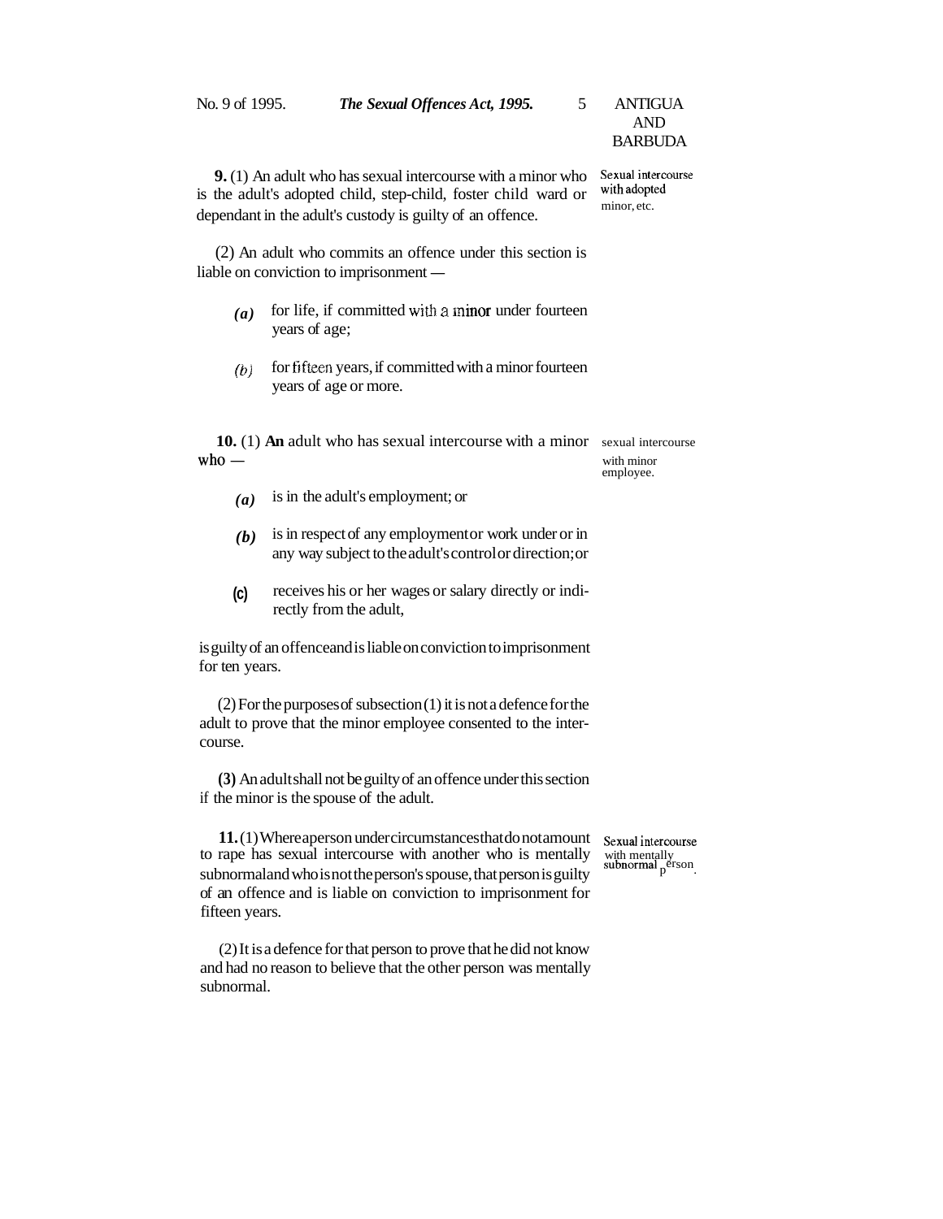**9.** (1) An adult who has sexual intercourse with a minor who is the adult's adopted child, step-child, foster child ward or dependant in the adult's custody is guilty of an offence.

*Sexual intercourse with adopted minor, etc.*

(2) An adult who commits an offence under this section is liable on conviction to imprisonment —

*(a)* for life, if committed with a minor under fourteen years of age;

*(b)* for fifteen years, if committed with a minor fourteen years of age or more.

**10.** (1) **An** adult who has sexual intercourse with a minor who —

*Sexual intercourse with minor employee.*

*(a)* is in the adult's employment; or

*(b)* is in respect of any employment or work under or in any way subject to the adult's control or direction; or

**(c)** receives his or her wages or salary directly or indirectly from the adult,

is guilty of an offence and is liable on conviction to imprisonment for ten years.

(2) For the purposes of subsection (1) it is not a defence for the adult to prove that the minor employee consented to the intercourse.

**(3)** An adult shall not be guilty of an offence under this section if the minor is the spouse of the adult.

**11.** (1) Where a person under circumstances that do not amount to rape has sexual intercourse with another who is mentally subnormal and who is not the person's spouse, that person is guilty of an offence and is liable on conviction to imprisonment for fifteen years.

*Sexual intercourse with mentally subnormal person.*

(2) It is a defence for that person to prove that he did not know and had no reason to believe that the other person was mentally subnormal.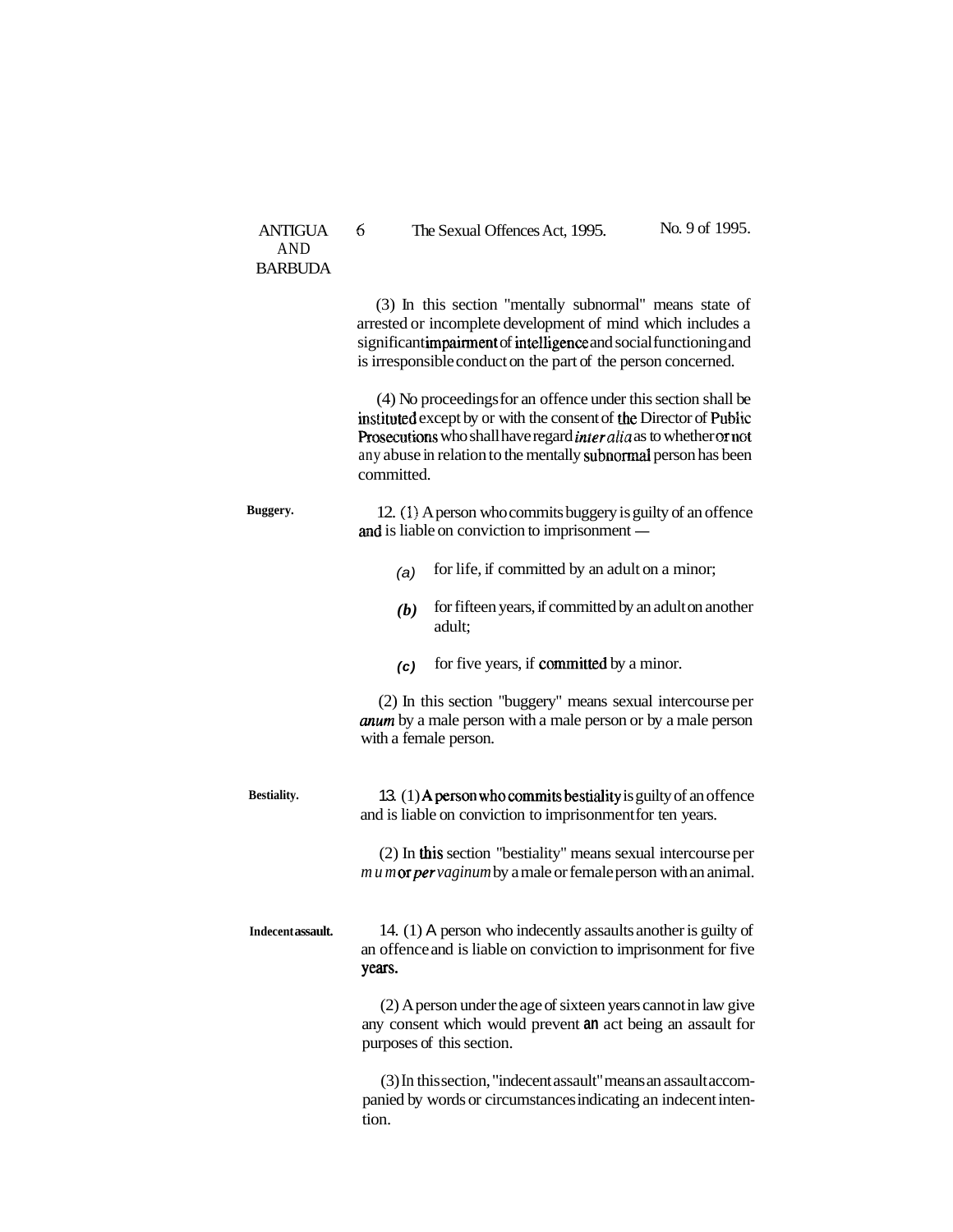(3) In this section "mentally subnormal" means state of arrested or incomplete development of mind which includes a significant impairment of intelligence and social functioning and is irresponsible conduct on the part of the person concerned.

(4) No proceedings for an offence under this section shall be instituted except by or with the consent of the Director of Public Prosecutions who shall have regard *inter alia* as to whether or not any abuse in relation to the mentally subnormal person has been committed.

**Buggery.**

12. (1) A person who commits buggery is guilty of an offence and is liable on conviction to imprisonment —

*(a)* for life, if committed by an adult on a minor;

*(b)* for fifteen years, if committed by an adult on another adult;

*(c)* for five years, if committed by a minor.

(2) In this section "buggery" means sexual intercourse per *anum* by a male person with a male person or by a male person with a female person.

**Bestiality.**

13. (1) A person who commits bestiality is guilty of an offence and is liable on conviction to imprisonment for ten years.

(2) In this section "bestiality" means sexual intercourse per *m u m* or *per vaginum* by a male or female person with an animal.

**Indecent assault.**

14. (1) A person who indecently assaults another is guilty of an offence and is liable on conviction to imprisonment for five years.

(2) A person under the age of sixteen years cannot in law give any consent which would prevent an act being an assault for purposes of this section.

(3) In this section, "indecent assault" means an assault accompanied by words or circumstances indicating an indecent intention.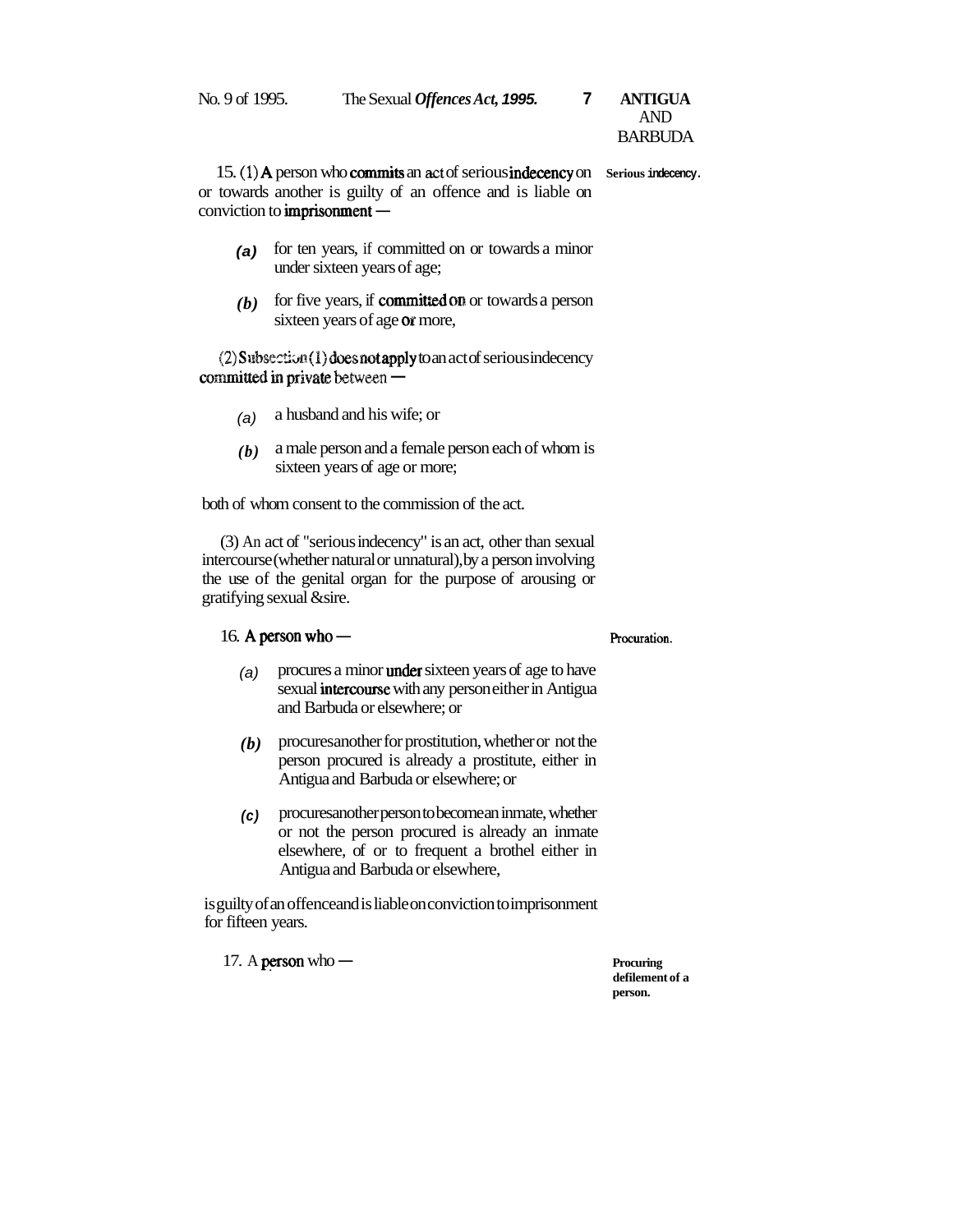15. (1) A person who commits an act of serious indecency on or towards another is guilty of an offence and is liable on conviction to imprisonment —

Serious indecency.

- *(a)* for ten years, if committed on or towards a minor under sixteen years of age;
- *(b)* for five years, if committed on or towards a person sixteen years of age or more,

(2) Subsection (1) does not apply to an act of serious indecency committed in private between —

- *(a)* a husband and his wife; or
- *(b)* a male person and a female person each of whom is sixteen years of age or more;

both of whom consent to the commission of the act.

(3) An act of "serious indecency" is an act, other than sexual intercourse (whether natural or unnatural), by a person involving the use of the genital organ for the purpose of arousing or gratifying sexual &sire.

16. A person who —

Procuration.

- *(a)* procures a minor under sixteen years of age to have sexual intercourse with any person either in Antigua and Barbuda or elsewhere; or
- *(b)* procures another for prostitution, whether or not the person procured is already a prostitute, either in Antigua and Barbuda or elsewhere; or
- *(c)* procures another person to become an inmate, whether or not the person procured is already an inmate elsewhere, of or to frequent a brothel either in Antigua and Barbuda or elsewhere,

is guilty of an offence and is liable on conviction to imprisonment for fifteen years.

17. A person who —

Procuring defilement of a person.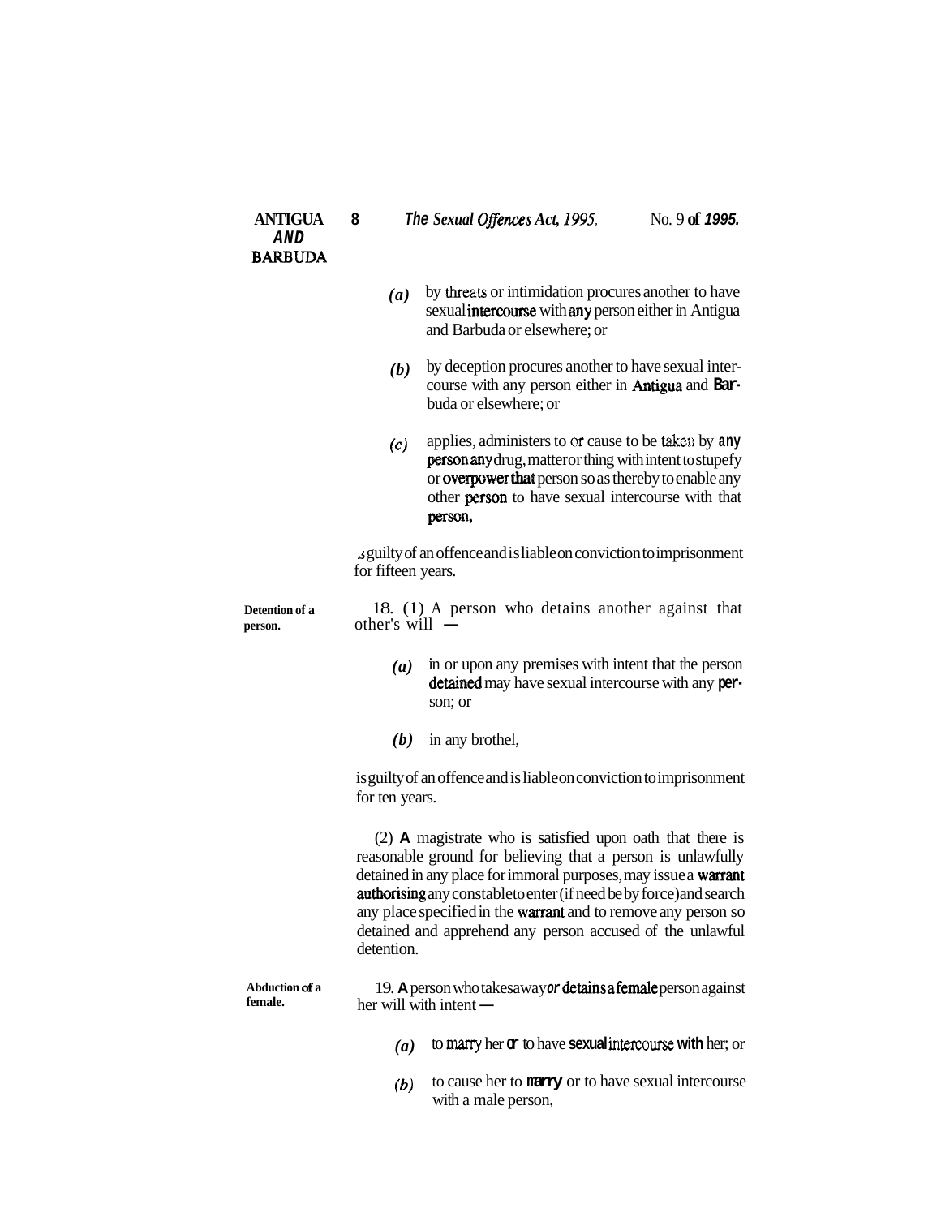(a) by threats or intimidation procures another to have sexual intercourse with any person either in Antigua and Barbuda or elsewhere; or

(b) by deception procures another to have sexual intercourse with any person either in Antigua and Barbuda or elsewhere; or

(c) applies, administers to or cause to be taken by any person any drug, matter or thing with intent to stupefy or overpower that person so as thereby to enable any other person to have sexual intercourse with that person,

is guilty of an offence and is liable on conviction to imprisonment for fifteen years.

**Detention of a person.**

18. (1) A person who detains another against that other's will —

(a) in or upon any premises with intent that the person detained may have sexual intercourse with any person; or

(b) in any brothel,

is guilty of an offence and is liable on conviction to imprisonment for ten years.

(2) A magistrate who is satisfied upon oath that there is reasonable ground for believing that a person is unlawfully detained in any place for immoral purposes, may issue a warrant authorising any constable to enter (if need be by force) and search any place specified in the warrant and to remove any person so detained and apprehend any person accused of the unlawful detention.

**Abduction of a female.**

19. A person who takes away or detains a female person against her will with intent —

(a) to marry her or to have sexual intercourse with her; or

(b) to cause her to marry or to have sexual intercourse with a male person,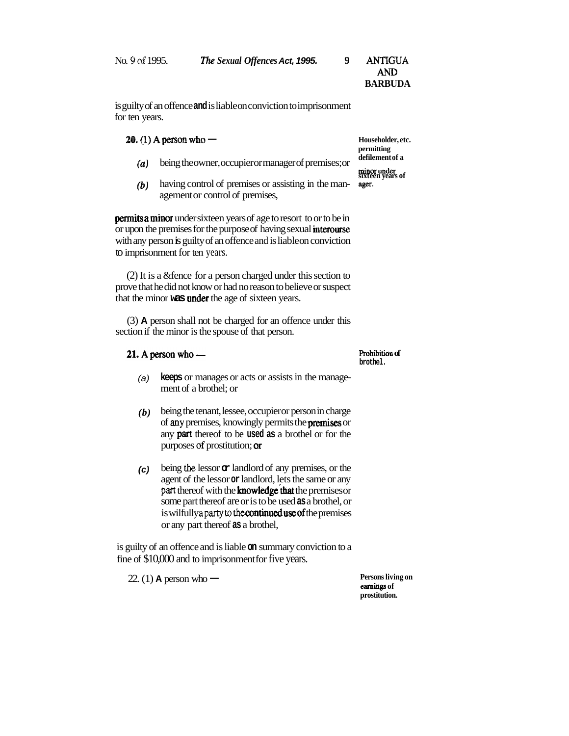is guilty of an offence and is liable on conviction to imprisonment for ten years.

**20.** (1) A person who —

**Householder, etc. permitting defilement of a minor under sixteen years of ager.**

*(a)* being the owner, occupier or manager of premises; or

*(b)* having control of premises or assisting in the management or control of premises,

permits a minor under sixteen years of age to resort to or to be in or upon the premises for the purpose of having sexual interourse with any person is guilty of an offence and is liable on conviction to imprisonment for ten years.

(2) It is a &fence for a person charged under this section to prove that he did not know or had no reason to believe or suspect that the minor was under the age of sixteen years.

(3) A person shall not be charged for an offence under this section if the minor is the spouse of that person.

**21.** A person who —

**Prohibition of brothel.**

*(a)* keeps or manages or acts or assists in the management of a brothel; or

*(b)* being the tenant, lessee, occupier or person in charge of any premises, knowingly permits the premises or any part thereof to be used as a brothel or for the purposes of prostitution; or

*(c)* being the lessor or landlord of any premises, or the agent of the lessor or landlord, lets the same or any part thereof with the knowledge that the premises or some part thereof are or is to be used as a brothel, or is wilfully a party to the continued use of the premises or any part thereof as a brothel,

is guilty of an offence and is liable on summary conviction to a fine of $10,000 and to imprisonment for five years.

22. (1) A person who —

**Persons living on earnings of prostitution.**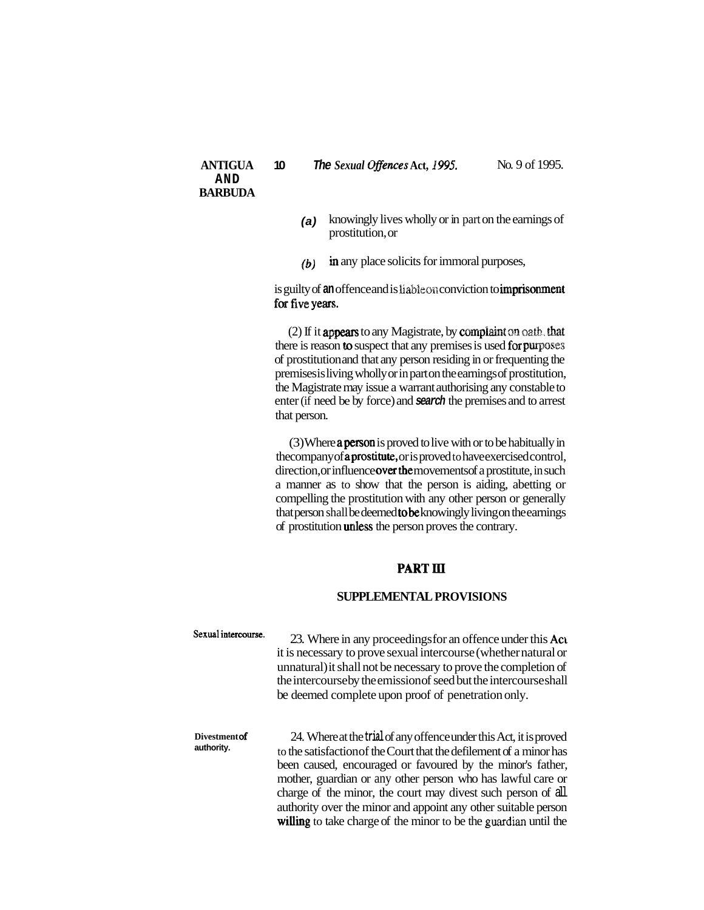(a) knowingly lives wholly or in part on the earnings of prostitution, or

(b) in any place solicits for immoral purposes,

is guilty of an offence and is liable on conviction to imprisonment for five years.

(2) If it appears to any Magistrate, by complaint on oath, that there is reason to suspect that any premises is used for purposes of prostitution and that any person residing in or frequenting the premises is living wholly or in part on the earnings of prostitution, the Magistrate may issue a warrant authorising any constable to enter (if need be by force) and search the premises and to arrest that person.

(3) Where a person is proved to live with or to be habitually in the company of a prostitute, or is proved to have exercised control, direction, or influence over the movements of a prostitute, in such a manner as to show that the person is aiding, abetting or compelling the prostitution with any other person or generally that person shall be deemed to be knowingly living on the earnings of prostitution unless the person proves the contrary.

## PART III

### SUPPLEMENTAL PROVISIONS

Sexual intercourse.

23. Where in any proceedings for an offence under this Act it is necessary to prove sexual intercourse (whether natural or unnatural) it shall not be necessary to prove the completion of the intercourse by the emission of seed but the intercourse shall be deemed complete upon proof of penetration only.

Divestment of authority.

24. Where at the trial of any offence under this Act, it is proved to the satisfaction of the Court that the defilement of a minor has been caused, encouraged or favoured by the minor's father, mother, guardian or any other person who has lawful care or charge of the minor, the court may divest such person of all authority over the minor and appoint any other suitable person willing to take charge of the minor to be the guardian until the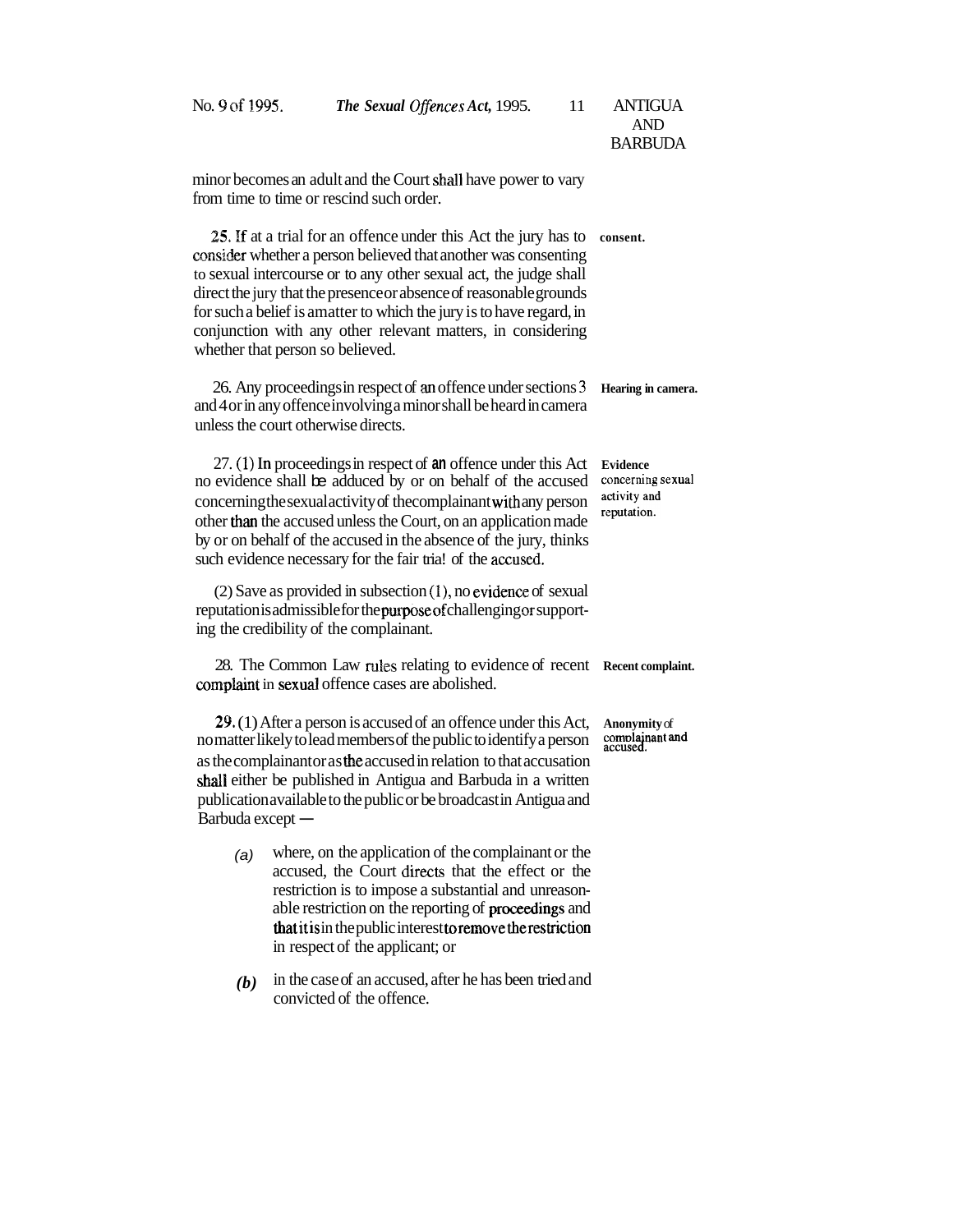minor becomes an adult and the Court shall have power to vary from time to time or rescind such order.

**consent.**

**25.** If at a trial for an offence under this Act the jury has to consider whether a person believed that another was consenting to sexual intercourse or to any other sexual act, the judge shall direct the jury that the presence or absence of reasonable grounds for such a belief is a matter to which the jury is to have regard, in conjunction with any other relevant matters, in considering whether that person so believed.

**Hearing in camera.**

26. Any proceedings in respect of an offence under sections 3 and 4 or in any offence involving a minor shall be heard in camera unless the court otherwise directs.

**Evidence concerning sexual activity and reputation.**

27. (1) In proceedings in respect of an offence under this Act no evidence shall be adduced by or on behalf of the accused concerning the sexual activity of the complainant with any person other than the accused unless the Court, on an application made by or on behalf of the accused in the absence of the jury, thinks such evidence necessary for the fair trial of the accused.

(2) Save as provided in subsection (1), no evidence of sexual reputation is admissible for the purpose of challenging or supporting the credibility of the complainant.

**Recent complaint.**

28. The Common Law rules relating to evidence of recent complaint in sexual offence cases are abolished.

**Anonymity of complainant and accused.**

**29.** (1) After a person is accused of an offence under this Act, no matter likely to lead members of the public to identify a person as the complainant or as the accused in relation to that accusation shall either be published in Antigua and Barbuda in a written publication available to the public or be broadcast in Antigua and Barbuda except —

*(a)* where, on the application of the complainant or the accused, the Court directs that the effect or the restriction is to impose a substantial and unreasonable restriction on the reporting of proceedings and that it is in the public interest to remove the restriction in respect of the applicant; or

***(b)*** in the case of an accused, after he has been tried and convicted of the offence.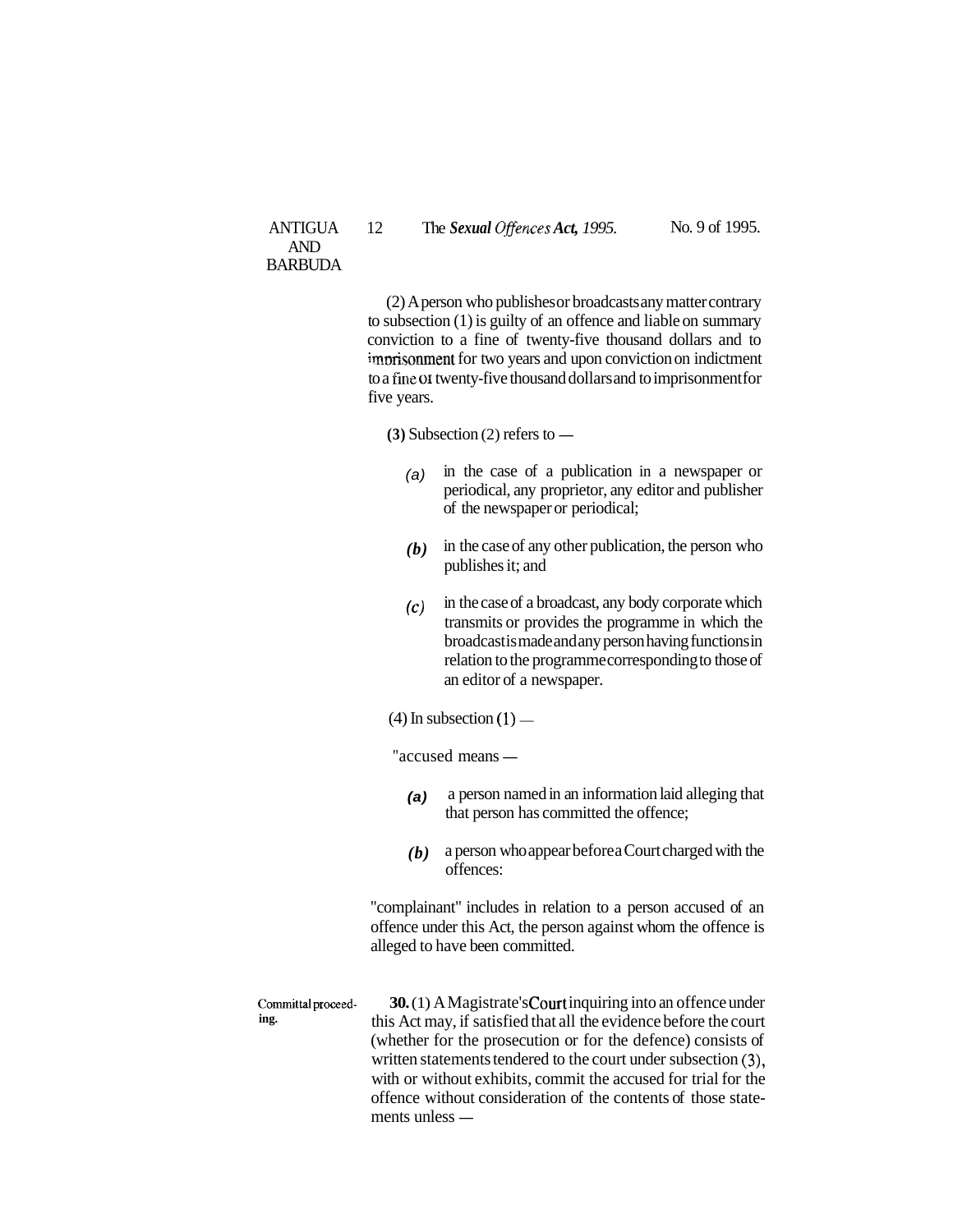(2) A person who publishes or broadcasts any matter contrary to subsection (1) is guilty of an offence and liable on summary conviction to a fine of twenty-five thousand dollars and to imprisonment for two years and upon conviction on indictment to a fine or twenty-five thousand dollars and to imprisonment for five years.

**(3)** Subsection (2) refers to —

*(a)* in the case of a publication in a newspaper or periodical, any proprietor, any editor and publisher of the newspaper or periodical;

***(b)*** in the case of any other publication, the person who publishes it; and

*(c)* in the case of a broadcast, any body corporate which transmits or provides the programme in which the broadcast is made and any person having functions in relation to the programme corresponding to those of an editor of a newspaper.

(4) In subsection (1) —

"accused means —

***(a)*** a person named in an information laid alleging that that person has committed the offence;

***(b)*** a person who appear before a Court charged with the offences:

"complainant" includes in relation to a person accused of an offence under this Act, the person against whom the offence is alleged to have been committed.

Committal proceeding.

**30.** (1) A Magistrate's Court inquiring into an offence under this Act may, if satisfied that all the evidence before the court (whether for the prosecution or for the defence) consists of written statements tendered to the court under subsection (3), with or without exhibits, commit the accused for trial for the offence without consideration of the contents of those statements unless —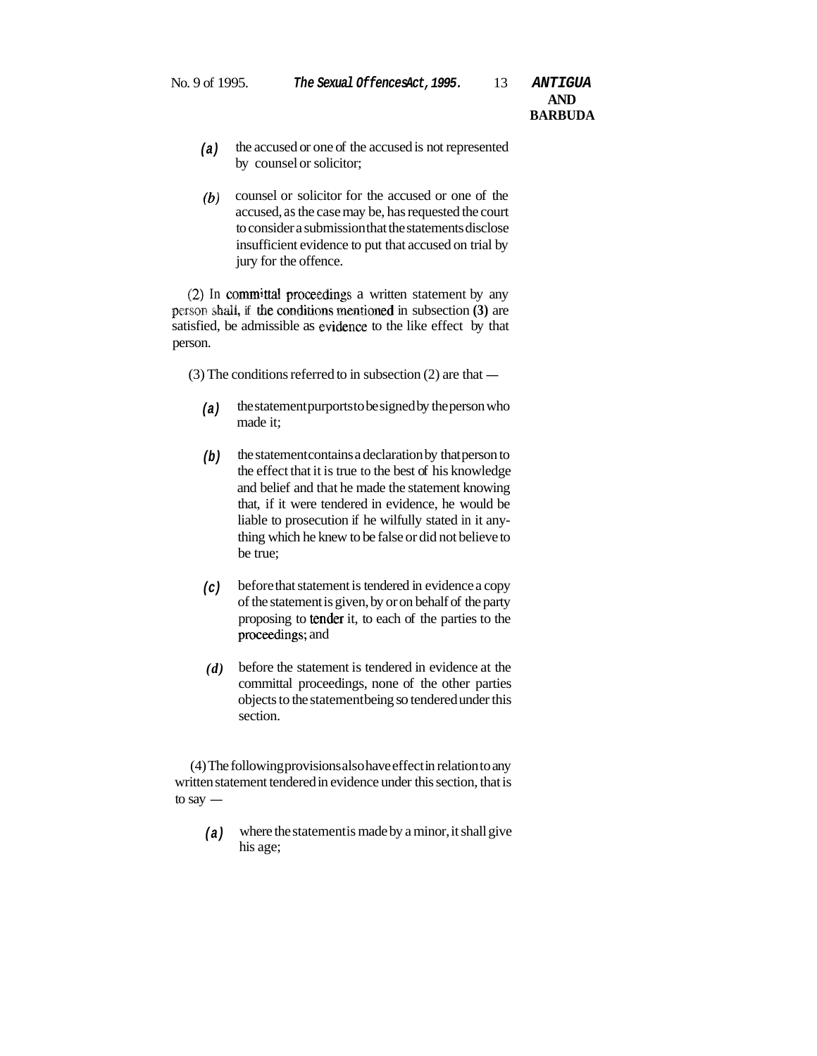(a) the accused or one of the accused is not represented by counsel or solicitor;

(b) counsel or solicitor for the accused or one of the accused, as the case may be, has requested the court to consider a submission that the statements disclose insufficient evidence to put that accused on trial by jury for the offence.

(2) In committal proceedings a written statement by any person shall, if the conditions mentioned in subsection (3) are satisfied, be admissible as evidence to the like effect by that person.

(3) The conditions referred to in subsection (2) are that —

(a) the statement purports to be signed by the person who made it;

(b) the statement contains a declaration by that person to the effect that it is true to the best of his knowledge and belief and that he made the statement knowing that, if it were tendered in evidence, he would be liable to prosecution if he wilfully stated in it anything which he knew to be false or did not believe to be true;

(c) before that statement is tendered in evidence a copy of the statement is given, by or on behalf of the party proposing to tender it, to each of the parties to the proceedings; and

(d) before the statement is tendered in evidence at the committal proceedings, none of the other parties objects to the statement being so tendered under this section.

(4) The following provisions also have effect in relation to any written statement tendered in evidence under this section, that is to say —

(a) where the statement is made by a minor, it shall give his age;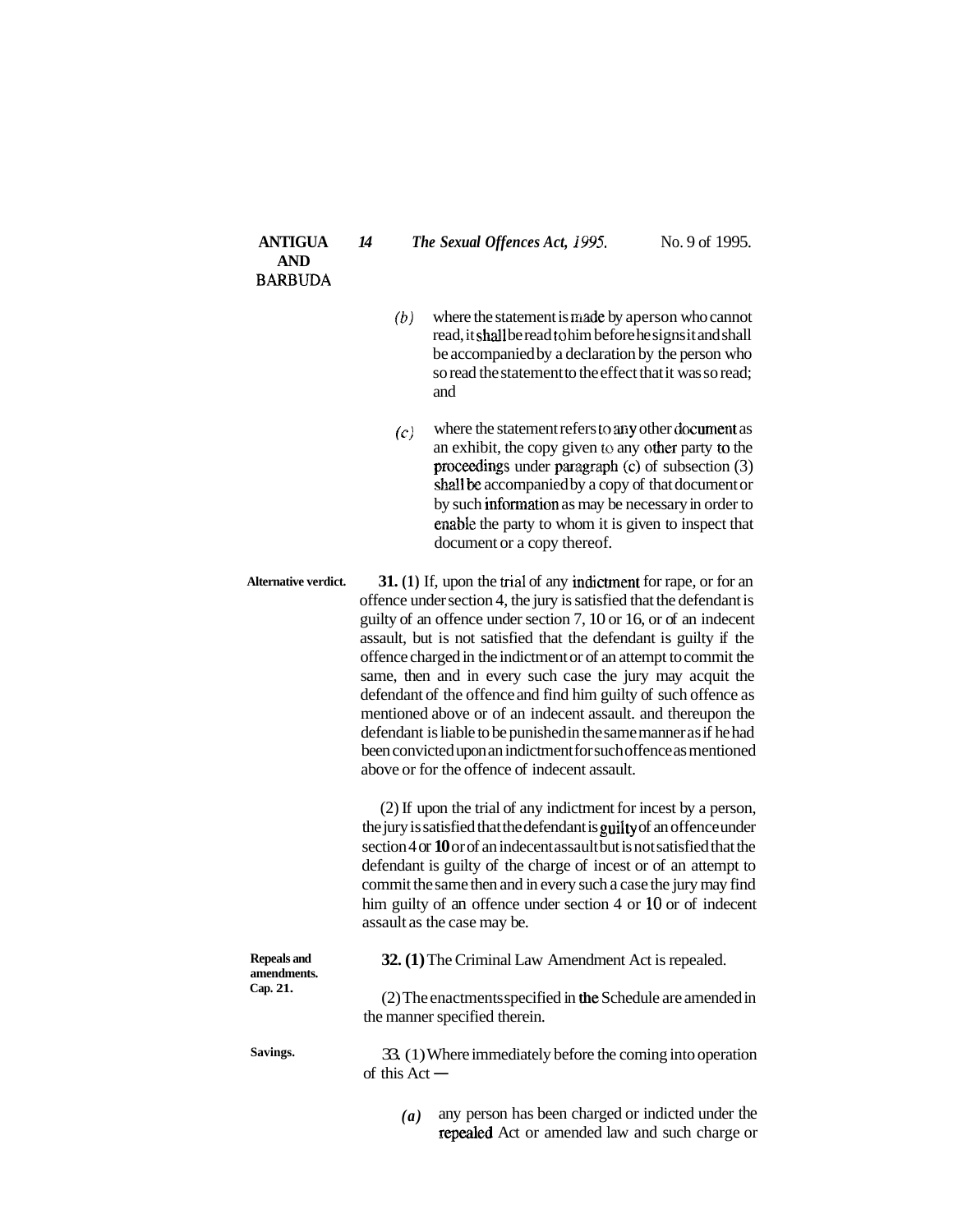(b) where the statement is made by a person who cannot read, it shall be read to him before he signs it and shall be accompanied by a declaration by the person who so read the statement to the effect that it was so read; and

(c) where the statement refers to any other document as an exhibit, the copy given to any other party to the proceedings under paragraph (c) of subsection (3) shall be accompanied by a copy of that document or by such information as may be necessary in order to enable the party to whom it is given to inspect that document or a copy thereof.

**Alternative verdict.**

**31. (1)** If, upon the trial of any indictment for rape, or for an offence under section 4, the jury is satisfied that the defendant is guilty of an offence under section 7, 10 or 16, or of an indecent assault, but is not satisfied that the defendant is guilty if the offence charged in the indictment or of an attempt to commit the same, then and in every such case the jury may acquit the defendant of the offence and find him guilty of such offence as mentioned above or of an indecent assault. and thereupon the defendant is liable to be punished in the same manner as if he had been convicted upon an indictment for such offence as mentioned above or for the offence of indecent assault.

(2) If upon the trial of any indictment for incest by a person, the jury is satisfied that the defendant is guilty of an offence under section 4 or 10 or of an indecent assault but is not satisfied that the defendant is guilty of the charge of incest or of an attempt to commit the same then and in every such a case the jury may find him guilty of an offence under section 4 or 10 or of indecent assault as the case may be.

**Repeals and amendments.**
**Cap. 21.**

**32. (1)** The Criminal Law Amendment Act is repealed.

(2) The enactments specified in the Schedule are amended in the manner specified therein.

**Savings.**

33. (1) Where immediately before the coming into operation of this Act —

(a) any person has been charged or indicted under the repealed Act or amended law and such charge or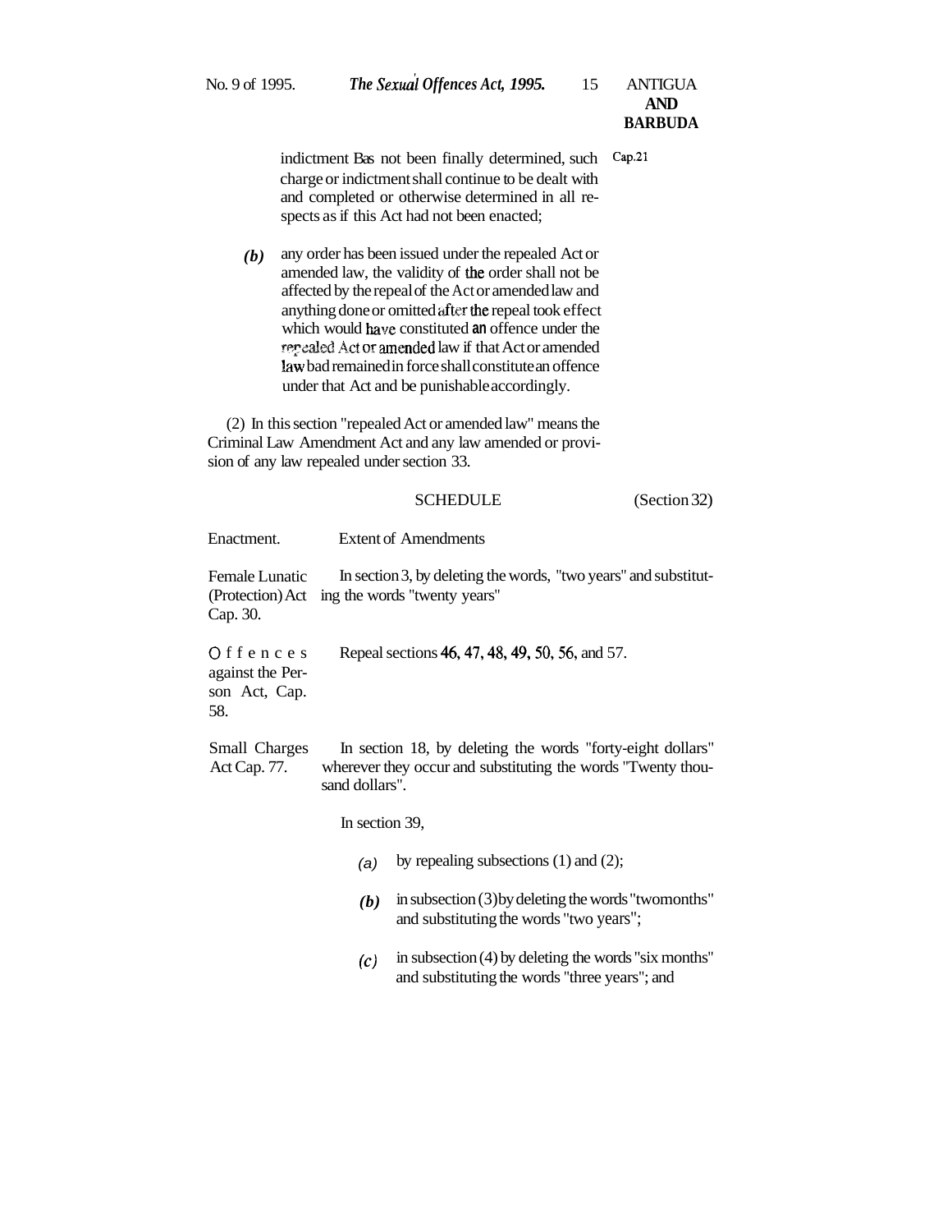indictment Bas not been finally determined, such charge or indictment shall continue to be dealt with and completed or otherwise determined in all respects as if this Act had not been enacted;

Cap.21

*(b)* any order has been issued under the repealed Act or amended law, the validity of the order shall not be affected by the repeal of the Act or amended law and anything done or omitted after the repeal took effect which would have constituted an offence under the repealed Act or amended law if that Act or amended law bad remained in force shall constitute an offence under that Act and be punishable accordingly.

(2) In this section "repealed Act or amended law" means the Criminal Law Amendment Act and any law amended or provision of any law repealed under section 33.

SCHEDULE (Section 32)

| Enactment. | Extent of Amendments |
|---|---|
| Female Lunatic (Protection) Act Cap. 30. | In section 3, by deleting the words, "two years" and substituting the words "twenty years" |
| Offences against the Person Act, Cap. 58. | Repeal sections 46, 47, 48, 49, 50, 56, and 57. |
| Small Charges Act Cap. 77. | In section 18, by deleting the words "forty-eight dollars" wherever they occur and substituting the words "Twenty thousand dollars". |
| | In section 39, |
| | *(a)* by repealing subsections (1) and (2); |
| | *(b)* in subsection (3) by deleting the words "twomonths" and substituting the words "two years"; |
| | *(c)* in subsection (4) by deleting the words "six months" and substituting the words "three years"; and |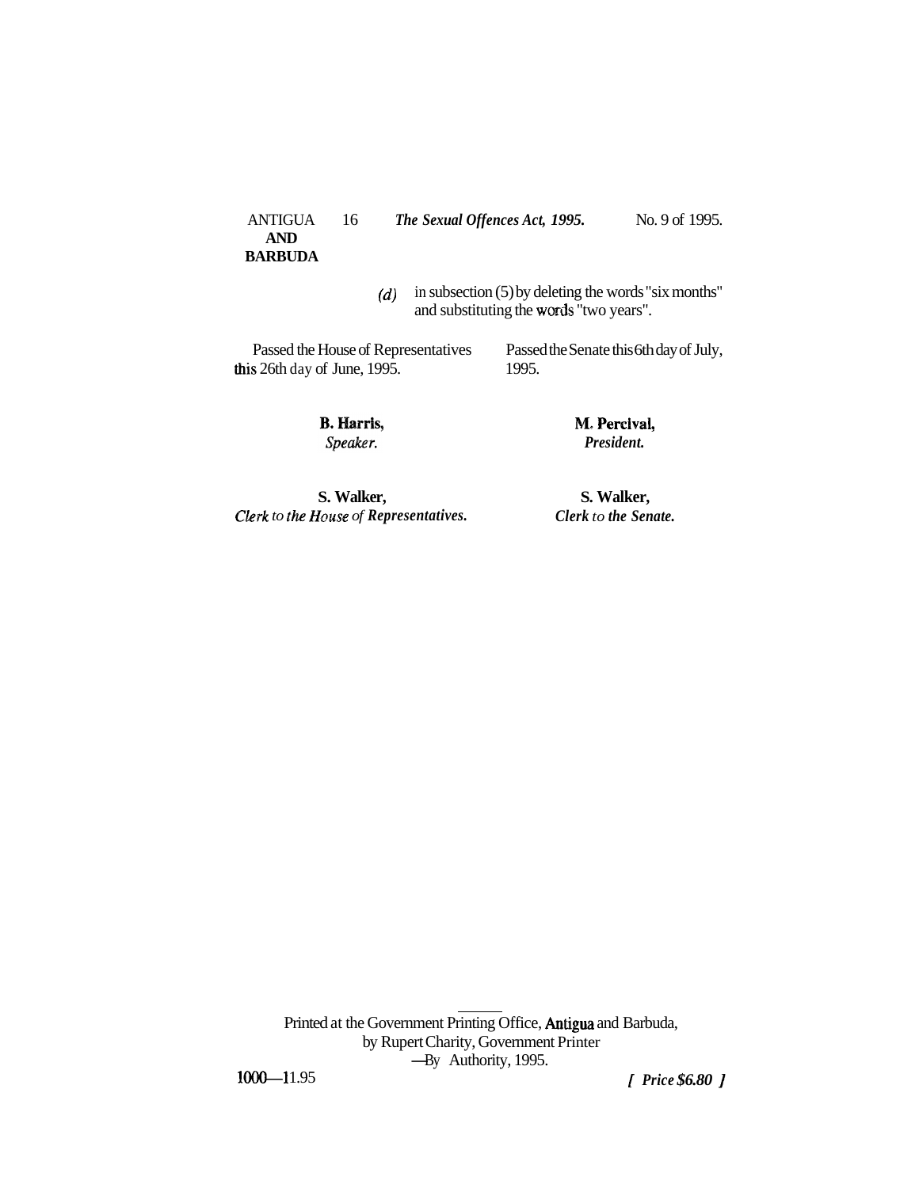(d) in subsection (5) by deleting the words "six months" and substituting the words "two years".

Passed the House of Representatives this 26th day of June, 1995.

Passed the Senate this 6th day of July, 1995.

**B. Harris,**
*Speaker.*

**M. Percival,**
***President.***

**S. Walker,**
***Clerk to the House of Representatives.***

**S. Walker,**
***Clerk to the Senate.***

Printed at the Government Printing Office, Antigua and Barbuda,
by Rupert Charity, Government Printer
—By Authority, 1995.

1000—11.95

*[ Price $6.80 ]*